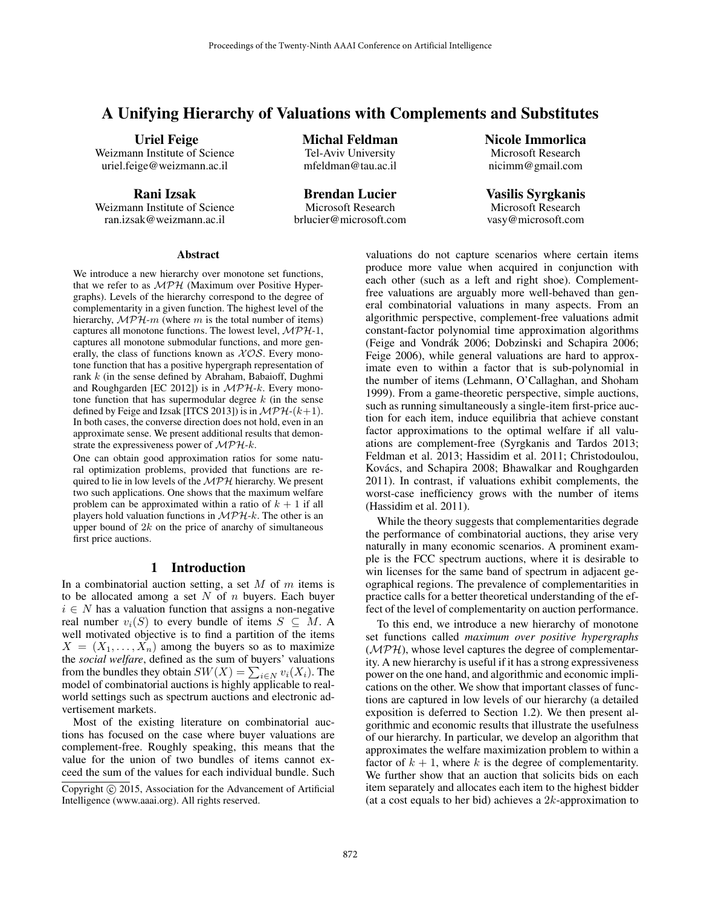# A Unifying Hierarchy of Valuations with Complements and Substitutes

**Uriel Feige**
Weizmann Institute of Science
uriel.feige@weizmann.ac.il

**Michal Feldman**
Tel-Aviv University
mfeldman@tau.ac.il

**Nicole Immorlica**
Microsoft Research
nicimm@gmail.com

**Rani Izsak**
Weizmann Institute of Science
ran.izsak@weizmann.ac.il

**Brendan Lucier**
Microsoft Research
brlucier@microsoft.com

**Vasilis Syrgkanis**
Microsoft Research
vasy@microsoft.com

## Abstract

We introduce a new hierarchy over monotone set functions, that we refer to as $\mathcal{MPH}$ (Maximum over Positive Hypergraphs). Levels of the hierarchy correspond to the degree of complementarity in a given function. The highest level of the hierarchy, $\mathcal{MPH}$-$m$ (where $m$ is the total number of items) captures all monotone functions. The lowest level, $\mathcal{MPH}$-1, captures all monotone submodular functions, and more generally, the class of functions known as $\mathcal{XOS}$. Every monotone function that has a positive hypergraph representation of rank $k$ (in the sense defined by Abraham, Babaioff, Dughmi and Roughgarden [EC 2012]) is in $\mathcal{MPH}$-$k$. Every monotone function that has supermodular degree $k$ (in the sense defined by Feige and Izsak [ITCS 2013]) is in $\mathcal{MPH}$-$(k+1)$. In both cases, the converse direction does not hold, even in an approximate sense. We present additional results that demonstrate the expressiveness power of $\mathcal{MPH}$-$k$.

One can obtain good approximation ratios for some natural optimization problems, provided that functions are required to lie in low levels of the $\mathcal{MPH}$ hierarchy. We present two such applications. One shows that the maximum welfare problem can be approximated within a ratio of $k+1$ if all players hold valuation functions in $\mathcal{MPH}$-$k$. The other is an upper bound of $2k$ on the price of anarchy of simultaneous first price auctions.

## 1 Introduction

In a combinatorial auction setting, a set $M$ of $m$ items is to be allocated among a set $N$ of $n$ buyers. Each buyer $i \in N$ has a valuation function that assigns a non-negative real number $v_i(S)$ to every bundle of items $S \subseteq M$. A well motivated objective is to find a partition of the items $X = (X_1, \ldots, X_n)$ among the buyers so as to maximize the *social welfare*, defined as the sum of buyers' valuations from the bundles they obtain $SW(X) = \sum_{i \in N} v_i(X_i)$. The model of combinatorial auctions is highly applicable to real-world settings such as spectrum auctions and electronic advertisement markets.

Most of the existing literature on combinatorial auctions has focused on the case where buyer valuations are complement-free. Roughly speaking, this means that the value for the union of two bundles of items cannot exceed the sum of the values for each individual bundle. Such valuations do not capture scenarios where certain items produce more value when acquired in conjunction with each other (such as a left and right shoe). Complement-free valuations are arguably more well-behaved than general combinatorial valuations in many aspects. From an algorithmic perspective, complement-free valuations admit constant-factor polynomial time approximation algorithms (Feige and Vondrák 2006; Dobzinski and Schapira 2006; Feige 2006), while general valuations are hard to approximate even to within a factor that is sub-polynomial in the number of items (Lehmann, O'Callaghan, and Shoham 1999). From a game-theoretic perspective, simple auctions, such as running simultaneously a single-item first-price auction for each item, induce equilibria that achieve constant factor approximations to the optimal welfare if all valuations are complement-free (Syrgkanis and Tardos 2013; Feldman et al. 2013; Hassidim et al. 2011; Christodoulou, Kovács, and Schapira 2008; Bhawalkar and Roughgarden 2011). In contrast, if valuations exhibit complements, the worst-case inefficiency grows with the number of items (Hassidim et al. 2011).

While the theory suggests that complementarities degrade the performance of combinatorial auctions, they arise very naturally in many economic scenarios. A prominent example is the FCC spectrum auctions, where it is desirable to win licenses for the same band of spectrum in adjacent geographical regions. The prevalence of complementarities in practice calls for a better theoretical understanding of the effect of the level of complementarity on auction performance.

To this end, we introduce a new hierarchy of monotone set functions called *maximum over positive hypergraphs* ($\mathcal{MPH}$), whose level captures the degree of complementarity. A new hierarchy is useful if it has a strong expressiveness power on the one hand, and algorithmic and economic implications on the other. We show that important classes of functions are captured in low levels of our hierarchy (a detailed exposition is deferred to Section 1.2). We then present algorithmic and economic results that illustrate the usefulness of our hierarchy. In particular, we develop an algorithm that approximates the welfare maximization problem to within a factor of $k+1$, where $k$ is the degree of complementarity. We further show that an auction that solicits bids on each item separately and allocates each item to the highest bidder (at a cost equals to her bid) achieves a $2k$-approximation to

Copyright © 2015, Association for the Advancement of Artificial Intelligence (www.aaai.org). All rights reserved.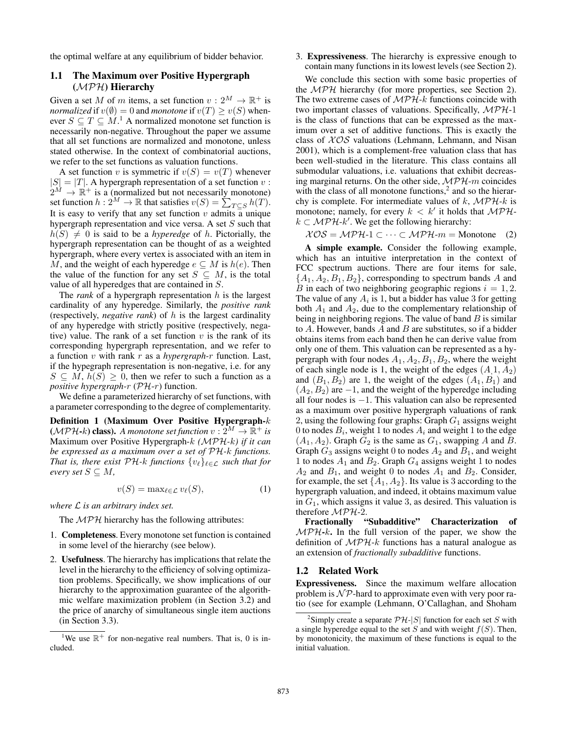the optimal welfare at any equilibrium of bidder behavior.

### 1.1 The Maximum over Positive Hypergraph ($\mathcal{MPH}$) Hierarchy

Given a set $M$ of $m$ items, a set function $v : 2^M \to \mathbb{R}^+$ is *normalized* if $v(\emptyset) = 0$ and *monotone* if $v(T) \geq v(S)$ whenever $S \subseteq T \subseteq M$.[1] A normalized monotone set function is necessarily non-negative. Throughout the paper we assume that all set functions are normalized and monotone, unless stated otherwise. In the context of combinatorial auctions, we refer to the set functions as valuation functions.

A set function $v$ is symmetric if $v(S) = v(T)$ whenever $|S| = |T|$. A hypergraph representation of a set function $v : 2^M \to \mathbb{R}^+$ is a (normalized but not necessarily monotone) set function $h : 2^M \to \mathbb{R}$ that satisfies $v(S) = \sum_{T \subseteq S} h(T)$. It is easy to verify that any set function $v$ admits a unique hypergraph representation and vice versa. A set $S$ such that $h(S) \neq 0$ is said to be a *hyperedge* of $h$. Pictorially, the hypergraph representation can be thought of as a weighted hypergraph, where every vertex is associated with an item in $M$, and the weight of each hyperedge $e \subseteq M$ is $h(e)$. Then the value of the function for any set $S \subseteq M$, is the total value of all hyperedges that are contained in $S$.

The *rank* of a hypergraph representation $h$ is the largest cardinality of any hyperedge. Similarly, the *positive rank* (respectively, *negative rank*) of $h$ is the largest cardinality of any hyperedge with strictly positive (respectively, negative) value. The rank of a set function $v$ is the rank of its corresponding hypergraph representation, and we refer to a function $v$ with rank $r$ as a *hypergraph-$r$* function. Last, if the hypegraph representation is non-negative, i.e. for any $S \subseteq M$, $h(S) \geq 0$, then we refer to such a function as a *positive hypergraph-$r$* ($\mathcal{PH}$-$r$) function.

We define a parameterized hierarchy of set functions, with a parameter corresponding to the degree of complementarity.

**Definition 1 (Maximum Over Positive Hypergraph-$k$ ($\mathcal{MPH}$-$k$) class).** *A monotone set function $v : 2^M \to \mathbb{R}^+$ is* Maximum over Positive Hypergraph-$k$ *($\mathcal{MPH}$-$k$) if it can be expressed as a maximum over a set of $\mathcal{PH}$-$k$ functions. That is, there exist $\mathcal{PH}$-$k$ functions $\{v_\ell\}_{\ell \in \mathcal{L}}$ such that for every set $S \subseteq M$,*

$$v(S) = \max_{\ell \in \mathcal{L}} v_\ell(S), \tag{1}$$

*where $\mathcal{L}$ is an arbitrary index set.*

The $\mathcal{MPH}$ hierarchy has the following attributes:

1. **Completeness**. Every monotone set function is contained in some level of the hierarchy (see below).
2. **Usefulness**. The hierarchy has implications that relate the level in the hierarchy to the efficiency of solving optimization problems. Specifically, we show implications of our hierarchy to the approximation guarantee of the algorithmic welfare maximization problem (in Section 3.2) and the price of anarchy of simultaneous single item auctions (in Section 3.3).
3. **Expressiveness**. The hierarchy is expressive enough to contain many functions in its lowest levels (see Section 2).

We conclude this section with some basic properties of the $\mathcal{MPH}$ hierarchy (for more properties, see Section 2). The two extreme cases of $\mathcal{MPH}$-$k$ functions coincide with two important classes of valuations. Specifically, $\mathcal{MPH}$-1 is the class of functions that can be expressed as the maximum over a set of additive functions. This is exactly the class of $\mathcal{XOS}$ valuations (Lehmann, Lehmann, and Nisan 2001), which is a complement-free valuation class that has been well-studied in the literature. This class contains all submodular valuations, i.e. valuations that exhibit decreasing marginal returns. On the other side, $\mathcal{MPH}$-$m$ coincides with the class of all monotone functions,[2] and so the hierarchy is complete. For intermediate values of $k$, $\mathcal{MPH}$-$k$ is monotone; namely, for every $k < k'$ it holds that $\mathcal{MPH}$-$k \subset \mathcal{MPH}$-$k'$. We get the following hierarchy:

$$\mathcal{XOS} = \mathcal{MPH}\text{-}1 \subset \cdots \subset \mathcal{MPH}\text{-}m = \text{Monotone} \tag{2}$$

**A simple example.** Consider the following example, which has an intuitive interpretation in the context of FCC spectrum auctions. There are four items for sale, $\{A_1, A_2, B_1, B_2\}$, corresponding to spectrum bands $A$ and $B$ in each of two neighboring geographic regions $i = 1, 2$. The value of any $A_i$ is 1, but a bidder has value 3 for getting both $A_1$ and $A_2$, due to the complementary relationship of being in neighboring regions. The value of band $B$ is similar to $A$. However, bands $A$ and $B$ are substitutes, so if a bidder obtains items from each band then he can derive value from only one of them. This valuation can be represented as a hypergraph with four nodes $A_1, A_2, B_1, B_2$, where the weight of each single node is 1, the weight of the edges $(A_1, A_2)$ and $(B_1, B_2)$ are 1, the weight of the edges $(A_1, B_1)$ and $(A_2, B_2)$ are $-1$, and the weight of the hyperedge including all four nodes is $-1$. This valuation can also be represented as a maximum over positive hypergraph valuations of rank 2, using the following four graphs: Graph $G_1$ assigns weight 0 to nodes $B_i$, weight 1 to nodes $A_i$ and weight 1 to the edge $(A_1, A_2)$. Graph $G_2$ is the same as $G_1$, swapping $A$ and $B$. Graph $G_3$ assigns weight 0 to nodes $A_2$ and $B_1$, and weight 1 to nodes $A_1$ and $B_2$. Graph $G_4$ assigns weight 1 to nodes $A_2$ and $B_1$, and weight 0 to nodes $A_1$ and $B_2$. Consider, for example, the set $\{A_1, A_2\}$. Its value is 3 according to the hypergraph valuation, and indeed, it obtains maximum value in $G_1$, which assigns it value 3, as desired. This valuation is therefore $\mathcal{MPH}$-2.

**Fractionally "Subadditive" Characterization of $\mathcal{MPH}$-$k$.** In the full version of the paper, we show the definition of $\mathcal{MPH}$-$k$ functions has a natural analogue as an extension of *fractionally subadditive* functions.

### 1.2 Related Work

**Expressiveness.** Since the maximum welfare allocation problem is $\mathcal{NP}$-hard to approximate even with very poor ratio (see for example (Lehmann, O'Callaghan, and Shoham

[1] We use $\mathbb{R}^+$ for non-negative real numbers. That is, 0 is included.

[2] Simply create a separate $\mathcal{PH}$-$|S|$ function for each set $S$ with a single hyperedge equal to the set $S$ and with weight $f(S)$. Then, by monotonicity, the maximum of these functions is equal to the initial valuation.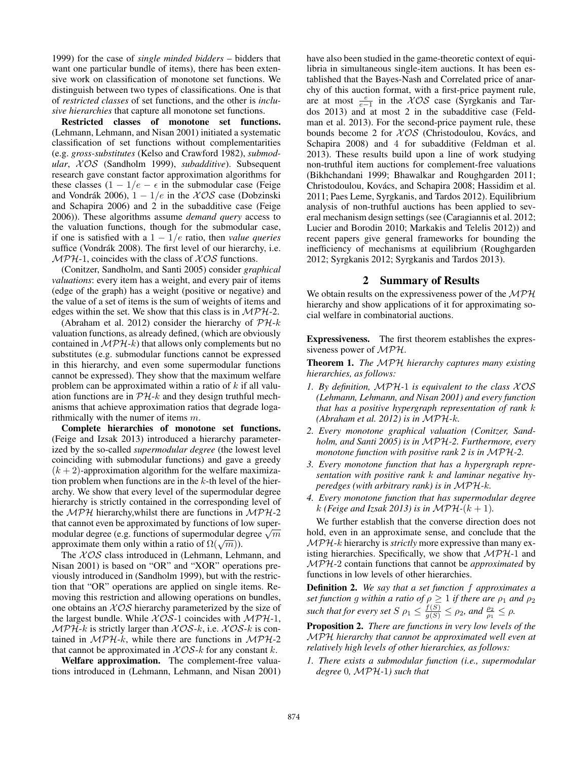1999) for the case of *single minded bidders* – bidders that want one particular bundle of items), there has been extensive work on classification of monotone set functions. We distinguish between two types of classifications. One is that of *restricted classes* of set functions, and the other is *inclusive hierarchies* that capture all monotone set functions.

**Restricted classes of monotone set functions.** (Lehmann, Lehmann, and Nisan 2001) initiated a systematic classification of set functions without complementarities (e.g. *gross-substitutes* (Kelso and Crawford 1982), *submodular*, $\mathcal{XOS}$ (Sandholm 1999), *subadditive*). Subsequent research gave constant factor approximation algorithms for these classes ($1 - 1/e - \epsilon$ in the submodular case (Feige and Vondrák 2006), $1 - 1/e$ in the $\mathcal{XOS}$ case (Dobzinski and Schapira 2006) and 2 in the subadditive case (Feige 2006)). These algorithms assume *demand query* access to the valuation functions, though for the submodular case, if one is satisfied with a $1 - 1/e$ ratio, then *value queries* suffice (Vondrák 2008). The first level of our hierarchy, i.e. $\mathcal{MPH}$-1, coincides with the class of $\mathcal{XOS}$ functions.

(Conitzer, Sandholm, and Santi 2005) consider *graphical valuations*: every item has a weight, and every pair of items (edge of the graph) has a weight (positive or negative) and the value of a set of items is the sum of weights of items and edges within the set. We show that this class is in $\mathcal{MPH}$-2.

(Abraham et al. 2012) consider the hierarchy of $\mathcal{PH}$-$k$ valuation functions, as already defined, (which are obviously contained in $\mathcal{MPH}$-$k$) that allows only complements but no substitutes (e.g. submodular functions cannot be expressed in this hierarchy, and even some supermodular functions cannot be expressed). They show that the maximum welfare problem can be approximated within a ratio of $k$ if all valuation functions are in $\mathcal{PH}$-$k$ and they design truthful mechanisms that achieve approximation ratios that degrade logarithmically with the numer of items $m$.

**Complete hierarchies of monotone set functions.** (Feige and Izsak 2013) introduced a hierarchy parameterized by the so-called *supermodular degree* (the lowest level coinciding with submodular functions) and gave a greedy $(k + 2)$-approximation algorithm for the welfare maximization problem when functions are in the $k$-th level of the hierarchy. We show that every level of the supermodular degree hierarchy is strictly contained in the corresponding level of the $\mathcal{MPH}$ hierarchy,whilst there are functions in $\mathcal{MPH}$-2 that cannot even be approximated by functions of low supermodular degree (e.g. functions of supermodular degree $\sqrt{m}$ approximate them only within a ratio of $\Omega(\sqrt{m})$).

The $\mathcal{XOS}$ class introduced in (Lehmann, Lehmann, and Nisan 2001) is based on "OR" and "XOR" operations previously introduced in (Sandholm 1999), but with the restriction that "OR" operations are applied on single items. Removing this restriction and allowing operations on bundles, one obtains an $\mathcal{XOS}$ hierarchy parameterized by the size of the largest bundle. While $\mathcal{XOS}$-1 coincides with $\mathcal{MPH}$-1, $\mathcal{MPH}$-$k$ is strictly larger than $\mathcal{XOS}$-$k$, i.e. $\mathcal{XOS}$-$k$ is contained in $\mathcal{MPH}$-$k$, while there are functions in $\mathcal{MPH}$-2 that cannot be approximated in $\mathcal{XOS}$-$k$ for any constant $k$.

**Welfare approximation.** The complement-free valuations introduced in (Lehmann, Lehmann, and Nisan 2001) have also been studied in the game-theoretic context of equilibria in simultaneous single-item auctions. It has been established that the Bayes-Nash and Correlated price of anarchy of this auction format, with a first-price payment rule, are at most $\frac{e}{e-1}$ in the $\mathcal{XOS}$ case (Syrgkanis and Tardos 2013) and at most 2 in the subadditive case (Feldman et al. 2013). For the second-price payment rule, these bounds become 2 for $\mathcal{XOS}$ (Christodoulou, Kovács, and Schapira 2008) and 4 for subadditive (Feldman et al. 2013). These results build upon a line of work studying non-truthful item auctions for complement-free valuations (Bikhchandani 1999; Bhawalkar and Roughgarden 2011; Christodoulou, Kovács, and Schapira 2008; Hassidim et al. 2011; Paes Leme, Syrgkanis, and Tardos 2012). Equilibrium analysis of non-truthful auctions has been applied to several mechanism design settings (see (Caragiannis et al. 2012; Lucier and Borodin 2010; Markakis and Telelis 2012)) and recent papers give general frameworks for bounding the inefficiency of mechanisms at equilibrium (Roughgarden 2012; Syrgkanis 2012; Syrgkanis and Tardos 2013).

## 2 Summary of Results

We obtain results on the expressiveness power of the $\mathcal{MPH}$ hierarchy and show applications of it for approximating social welfare in combinatorial auctions.

**Expressiveness.** The first theorem establishes the expressiveness power of $\mathcal{MPH}$.

**Theorem 1.** *The $\mathcal{MPH}$ hierarchy captures many existing hierarchies, as follows:*

1. *By definition, $\mathcal{MPH}$-1 is equivalent to the class $\mathcal{XOS}$ (Lehmann, Lehmann, and Nisan 2001) and every function that has a positive hypergraph representation of rank $k$ (Abraham et al. 2012) is in $\mathcal{MPH}$-$k$.*
2. *Every monotone graphical valuation (Conitzer, Sandholm, and Santi 2005) is in $\mathcal{MPH}$-2. Furthermore, every monotone function with positive rank 2 is in $\mathcal{MPH}$-2.*
3. *Every monotone function that has a hypergraph representation with positive rank $k$ and laminar negative hyperedges (with arbitrary rank) is in $\mathcal{MPH}$-$k$.*
4. *Every monotone function that has supermodular degree $k$ (Feige and Izsak 2013) is in $\mathcal{MPH}$-$(k + 1)$.*

We further establish that the converse direction does not hold, even in an approximate sense, and conclude that the $\mathcal{MPH}$-$k$ hierarchy is *strictly* more expressive than many existing hierarchies. Specifically, we show that $\mathcal{MPH}$-1 and $\mathcal{MPH}$-2 contain functions that cannot be *approximated* by functions in low levels of other hierarchies.

**Definition 2.** *We say that a set function $f$ approximates a set function $g$ within a ratio of $\rho \geq 1$ if there are $\rho_1$ and $\rho_2$ such that for every set $S$ $\rho_1 \leq \frac{f(S)}{g(S)} \leq \rho_2$, and $\frac{\rho_2}{\rho_1} \leq \rho$.*

**Proposition 2.** *There are functions in very low levels of the $\mathcal{MPH}$ hierarchy that cannot be approximated well even at relatively high levels of other hierarchies, as follows:*

1. *There exists a submodular function (i.e., supermodular degree 0, $\mathcal{MPH}$-1) such that*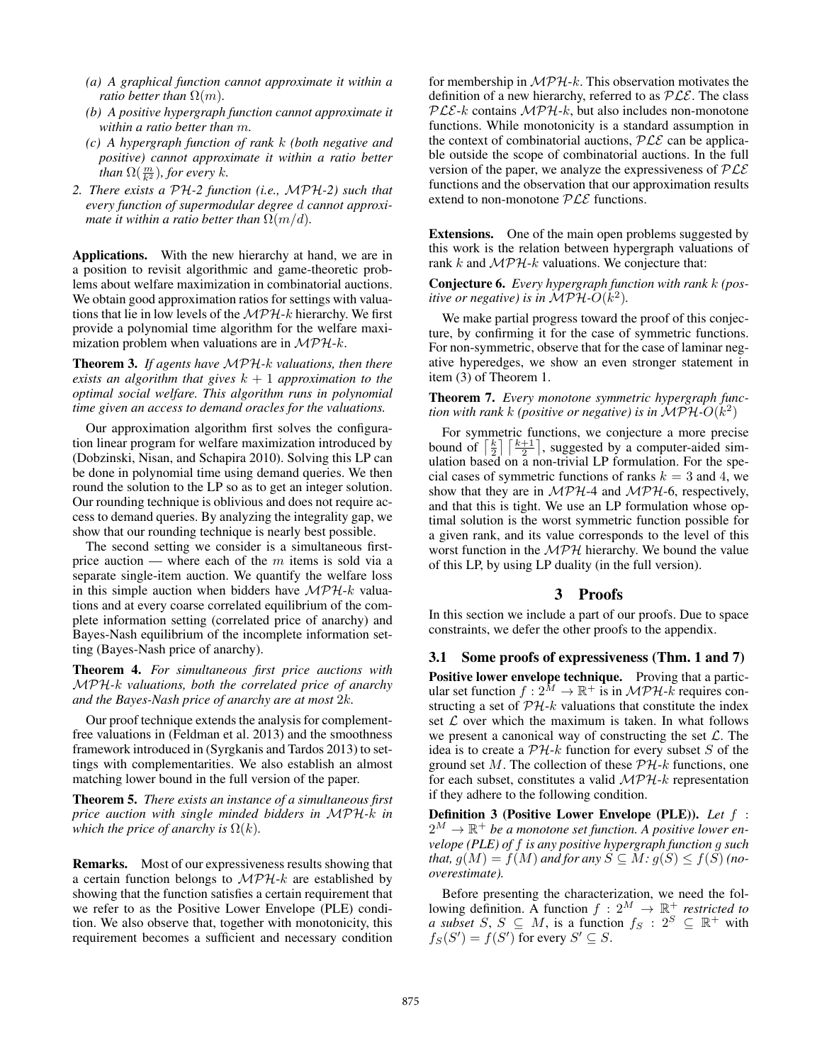(a) *A graphical function cannot approximate it within a ratio better than $\Omega(m)$.*

(b) *A positive hypergraph function cannot approximate it within a ratio better than $m$.*

(c) *A hypergraph function of rank $k$ (both negative and positive) cannot approximate it within a ratio better than $\Omega(\frac{m}{k^2})$, for every $k$.*

2. *There exists a $\mathcal{PH}$-2 function (i.e., $\mathcal{MPH}$-2) such that every function of supermodular degree $d$ cannot approximate it within a ratio better than $\Omega(m/d)$.*

**Applications.** With the new hierarchy at hand, we are in a position to revisit algorithmic and game-theoretic problems about welfare maximization in combinatorial auctions. We obtain good approximation ratios for settings with valuations that lie in low levels of the $\mathcal{MPH}$-$k$ hierarchy. We first provide a polynomial time algorithm for the welfare maximization problem when valuations are in $\mathcal{MPH}$-$k$.

**Theorem 3.** *If agents have $\mathcal{MPH}$-$k$ valuations, then there exists an algorithm that gives $k+1$ approximation to the optimal social welfare. This algorithm runs in polynomial time given an access to demand oracles for the valuations.*

Our approximation algorithm first solves the configuration linear program for welfare maximization introduced by (Dobzinski, Nisan, and Schapira 2010). Solving this LP can be done in polynomial time using demand queries. We then round the solution to the LP so as to get an integer solution. Our rounding technique is oblivious and does not require access to demand queries. By analyzing the integrality gap, we show that our rounding technique is nearly best possible.

The second setting we consider is a simultaneous first-price auction — where each of the $m$ items is sold via a separate single-item auction. We quantify the welfare loss in this simple auction when bidders have $\mathcal{MPH}$-$k$ valuations and at every coarse correlated equilibrium of the complete information setting (correlated price of anarchy) and Bayes-Nash equilibrium of the incomplete information setting (Bayes-Nash price of anarchy).

**Theorem 4.** *For simultaneous first price auctions with $\mathcal{MPH}$-$k$ valuations, both the correlated price of anarchy and the Bayes-Nash price of anarchy are at most $2k$.*

Our proof technique extends the analysis for complement-free valuations in (Feldman et al. 2013) and the smoothness framework introduced in (Syrgkanis and Tardos 2013) to settings with complementarities. We also establish an almost matching lower bound in the full version of the paper.

**Theorem 5.** *There exists an instance of a simultaneous first price auction with single minded bidders in $\mathcal{MPH}$-$k$ in which the price of anarchy is $\Omega(k)$.*

**Remarks.** Most of our expressiveness results showing that a certain function belongs to $\mathcal{MPH}$-$k$ are established by showing that the function satisfies a certain requirement that we refer to as the Positive Lower Envelope (PLE) condition. We also observe that, together with monotonicity, this requirement becomes a sufficient and necessary condition for membership in $\mathcal{MPH}$-$k$. This observation motivates the definition of a new hierarchy, referred to as $\mathcal{PLE}$. The class $\mathcal{PLE}$-$k$ contains $\mathcal{MPH}$-$k$, but also includes non-monotone functions. While monotonicity is a standard assumption in the context of combinatorial auctions, $\mathcal{PLE}$ can be applicable outside the scope of combinatorial auctions. In the full version of the paper, we analyze the expressiveness of $\mathcal{PLE}$ functions and the observation that our approximation results extend to non-monotone $\mathcal{PLE}$ functions.

**Extensions.** One of the main open problems suggested by this work is the relation between hypergraph valuations of rank $k$ and $\mathcal{MPH}$-$k$ valuations. We conjecture that:

**Conjecture 6.** *Every hypergraph function with rank $k$ (positive or negative) is in $\mathcal{MPH}$-$O(k^2)$.*

We make partial progress toward the proof of this conjecture, by confirming it for the case of symmetric functions. For non-symmetric, observe that for the case of laminar negative hyperedges, we show an even stronger statement in item (3) of Theorem 1.

**Theorem 7.** *Every monotone symmetric hypergraph function with rank $k$ (positive or negative) is in $\mathcal{MPH}$-$O(k^2)$*

For symmetric functions, we conjecture a more precise bound of $\lceil \frac{k}{2} \rceil \lceil \frac{k+1}{2} \rceil$, suggested by a computer-aided simulation based on a non-trivial LP formulation. For the special cases of symmetric functions of ranks $k=3$ and 4, we show that they are in $\mathcal{MPH}$-4 and $\mathcal{MPH}$-6, respectively, and that this is tight. We use an LP formulation whose optimal solution is the worst symmetric function possible for a given rank, and its value corresponds to the level of this worst function in the $\mathcal{MPH}$ hierarchy. We bound the value of this LP, by using LP duality (in the full version).

## 3 Proofs

In this section we include a part of our proofs. Due to space constraints, we defer the other proofs to the appendix.

### 3.1 Some proofs of expressiveness (Thm. 1 and 7)

**Positive lower envelope technique.** Proving that a particular set function $f : 2^M \to \mathbb{R}^+$ is in $\mathcal{MPH}$-$k$ requires constructing a set of $\mathcal{PH}$-$k$ valuations that constitute the index set $\mathcal{L}$ over which the maximum is taken. In what follows we present a canonical way of constructing the set $\mathcal{L}$. The idea is to create a $\mathcal{PH}$-$k$ function for every subset $S$ of the ground set $M$. The collection of these $\mathcal{PH}$-$k$ functions, one for each subset, constitutes a valid $\mathcal{MPH}$-$k$ representation if they adhere to the following condition.

**Definition 3 (Positive Lower Envelope (PLE)).** *Let $f : 2^M \to \mathbb{R}^+$ be a monotone set function. A positive lower envelope (PLE) of $f$ is any positive hypergraph function $g$ such that, $g(M) = f(M)$ and for any $S \subseteq M$: $g(S) \le f(S)$ (no-overestimate).*

Before presenting the characterization, we need the following definition. A function $f : 2^M \to \mathbb{R}^+$ *restricted to a subset $S$, $S \subseteq M$*, is a function $f_S : 2^S \subseteq \mathbb{R}^+$ with $f_S(S') = f(S')$ for every $S' \subseteq S$.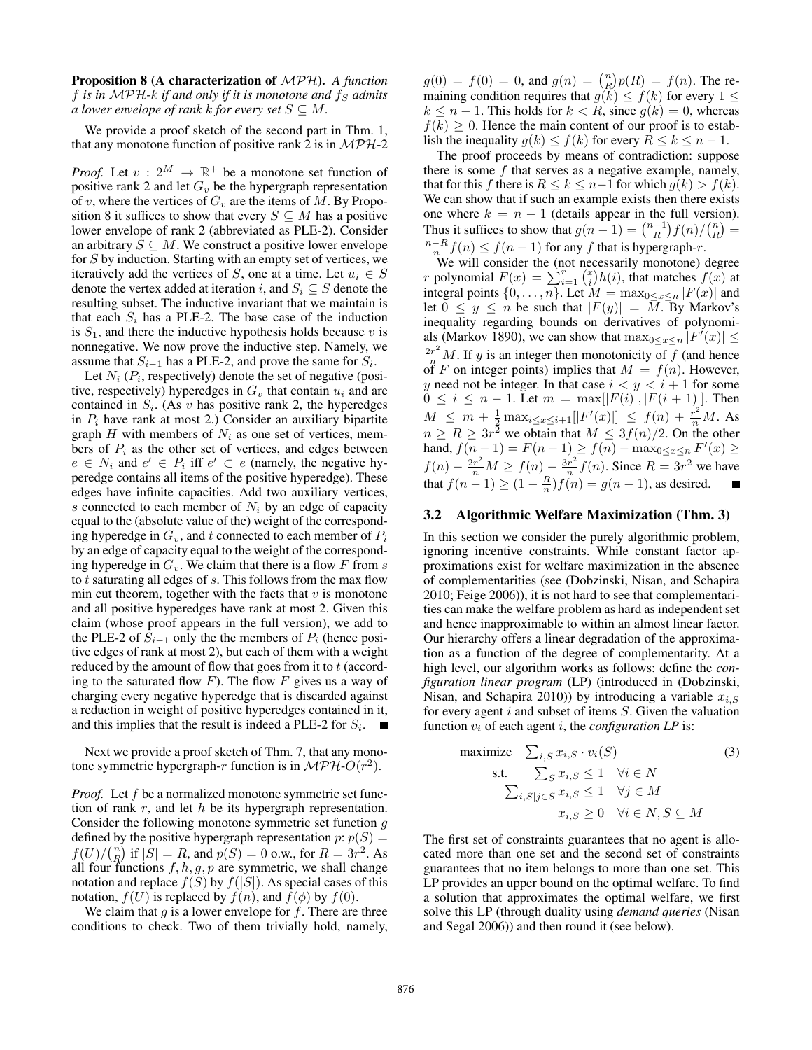**Proposition 8 (A characterization of $\mathcal{MPH}$).** *A function $f$ is in $\mathcal{MPH}$-$k$ if and only if it is monotone and $f_S$ admits a lower envelope of rank $k$ for every set $S \subseteq M$.*

We provide a proof sketch of the second part in Thm. 1, that any monotone function of positive rank 2 is in $\mathcal{MPH}$-2

*Proof.* Let $v : 2^M \to \mathbb{R}^+$ be a monotone set function of positive rank 2 and let $G_v$ be the hypergraph representation of $v$, where the vertices of $G_v$ are the items of $M$. By Proposition 8 it suffices to show that every $S \subseteq M$ has a positive lower envelope of rank 2 (abbreviated as PLE-2). Consider an arbitrary $S \subseteq M$. We construct a positive lower envelope for $S$ by induction. Starting with an empty set of vertices, we iteratively add the vertices of $S$, one at a time. Let $u_i \in S$ denote the vertex added at iteration $i$, and $S_i \subseteq S$ denote the resulting subset. The inductive invariant that we maintain is that each $S_i$ has a PLE-2. The base case of the induction is $S_1$, and there the inductive hypothesis holds because $v$ is nonnegative. We now prove the inductive step. Namely, we assume that $S_{i-1}$ has a PLE-2, and prove the same for $S_i$.

Let $N_i$ ($P_i$, respectively) denote the set of negative (positive, respectively) hyperedges in $G_v$ that contain $u_i$ and are contained in $S_i$. (As $v$ has positive rank 2, the hyperedges in $P_i$ have rank at most 2.) Consider an auxiliary bipartite graph $H$ with members of $N_i$ as one set of vertices, members of $P_i$ as the other set of vertices, and edges between $e \in N_i$ and $e' \in P_i$ iff $e' \subset e$ (namely, the negative hyperedge contains all items of the positive hyperedge). These edges have infinite capacities. Add two auxiliary vertices, $s$ connected to each member of $N_i$ by an edge of capacity equal to the (absolute value of the) weight of the corresponding hyperedge in $G_v$, and $t$ connected to each member of $P_i$ by an edge of capacity equal to the weight of the corresponding hyperedge in $G_v$. We claim that there is a flow $F$ from $s$ to $t$ saturating all edges of $s$. This follows from the max flow min cut theorem, together with the facts that $v$ is monotone and all positive hyperedges have rank at most 2. Given this claim (whose proof appears in the full version), we add to the PLE-2 of $S_{i-1}$ only the the members of $P_i$ (hence positive edges of rank at most 2), but each of them with a weight reduced by the amount of flow that goes from it to $t$ (according to the saturated flow $F$). The flow $F$ gives us a way of charging every negative hyperedge that is discarded against a reduction in weight of positive hyperedges contained in it, and this implies that the result is indeed a PLE-2 for $S_i$. ∎

Next we provide a proof sketch of Thm. 7, that any monotone symmetric hypergraph-$r$ function is in $\mathcal{MPH}$-$O(r^2)$.

*Proof.* Let $f$ be a normalized monotone symmetric set function of rank $r$, and let $h$ be its hypergraph representation. Consider the following monotone symmetric set function $g$ defined by the positive hypergraph representation $p$: $p(S) = f(U)/\binom{n}{R}$ if $|S| = R$, and $p(S) = 0$ o.w., for $R = 3r^2$. As all four functions $f, h, g, p$ are symmetric, we shall change notation and replace $f(S)$ by $f(|S|)$. As special cases of this notation, $f(U)$ is replaced by $f(n)$, and $f(\phi)$ by $f(0)$.

We claim that $g$ is a lower envelope for $f$. There are three conditions to check. Two of them trivially hold, namely, $g(0) = f(0) = 0$, and $g(n) = \binom{n}{R}p(R) = f(n)$. The remaining condition requires that $g(k) \leq f(k)$ for every $1 \leq k \leq n-1$. This holds for $k < R$, since $g(k) = 0$, whereas $f(k) \geq 0$. Hence the main content of our proof is to establish the inequality $g(k) \leq f(k)$ for every $R \leq k \leq n-1$.

The proof proceeds by means of contradiction: suppose there is some $f$ that serves as a negative example, namely, that for this $f$ there is $R \leq k \leq n-1$ for which $g(k) > f(k)$. We can show that if such an example exists then there exists one where $k = n-1$ (details appear in the full version). Thus it suffices to show that $g(n-1) = \binom{n-1}{R}f(n)/\binom{n}{R} = \frac{n-R}{n}f(n) \leq f(n-1)$ for any $f$ that is hypergraph-$r$.

We will consider the (not necessarily monotone) degree $r$ polynomial $F(x) = \sum_{i=1}^{r}\binom{x}{i}h(i)$, that matches $f(x)$ at integral points $\{0, \ldots, n\}$. Let $M = \max_{0 \leq x \leq n}|F(x)|$ and let $0 \leq y \leq n$ be such that $|F(y)| = M$. By Markov's inequality regarding bounds on derivatives of polynomials (Markov 1890), we can show that $\max_{0 \leq x \leq n}|F'(x)| \leq \frac{2r^2}{n}M$. If $y$ is an integer then monotonicity of $f$ (and hence of $F$ on integer points) implies that $M = f(n)$. However, $y$ need not be integer. In that case $i < y < i+1$ for some $0 \leq i \leq n-1$. Let $m = \max[|F(i)|, |F(i+1)|]$. Then $M \leq m + \frac{1}{2}\max_{i \leq x \leq i+1}[|F'(x)|] \leq f(n) + \frac{r^2}{n}M$. As $n \geq R \geq 3r^2$ we obtain that $M \leq 3f(n)/2$. On the other hand, $f(n-1) = F(n-1) \geq f(n) - \max_{0 \leq x \leq n}F'(x) \geq f(n) - \frac{2r^2}{n}M \geq f(n) - \frac{3r^2}{n}f(n)$. Since $R = 3r^2$ we have that $f(n-1) \geq (1 - \frac{R}{n})f(n) = g(n-1)$, as desired. ∎

### 3.2 Algorithmic Welfare Maximization (Thm. 3)

In this section we consider the purely algorithmic problem, ignoring incentive constraints. While constant factor approximations exist for welfare maximization in the absence of complementarities (see (Dobzinski, Nisan, and Schapira 2010; Feige 2006)), it is not hard to see that complementarities can make the welfare problem as hard as independent set and hence inapproximable to within an almost linear factor. Our hierarchy offers a linear degradation of the approximation as a function of the degree of complementarity. At a high level, our algorithm works as follows: define the *configuration linear program* (LP) (introduced in (Dobzinski, Nisan, and Schapira 2010)) by introducing a variable $x_{i,S}$ for every agent $i$ and subset of items $S$. Given the valuation function $v_i$ of each agent $i$, the *configuration LP* is:

$$
\begin{aligned}
\text{maximize} \quad & \sum_{i,S} x_{i,S} \cdot v_i(S) \qquad (3)\\
\text{s.t.} \quad & \sum_{S} x_{i,S} \leq 1 \quad \forall i \in N \\
& \sum_{i,S|j \in S} x_{i,S} \leq 1 \quad \forall j \in M \\
& x_{i,S} \geq 0 \quad \forall i \in N, S \subseteq M
\end{aligned}
$$

The first set of constraints guarantees that no agent is allocated more than one set and the second set of constraints guarantees that no item belongs to more than one set. This LP provides an upper bound on the optimal welfare. To find a solution that approximates the optimal welfare, we first solve this LP (through duality using *demand queries* (Nisan and Segal 2006)) and then round it (see below).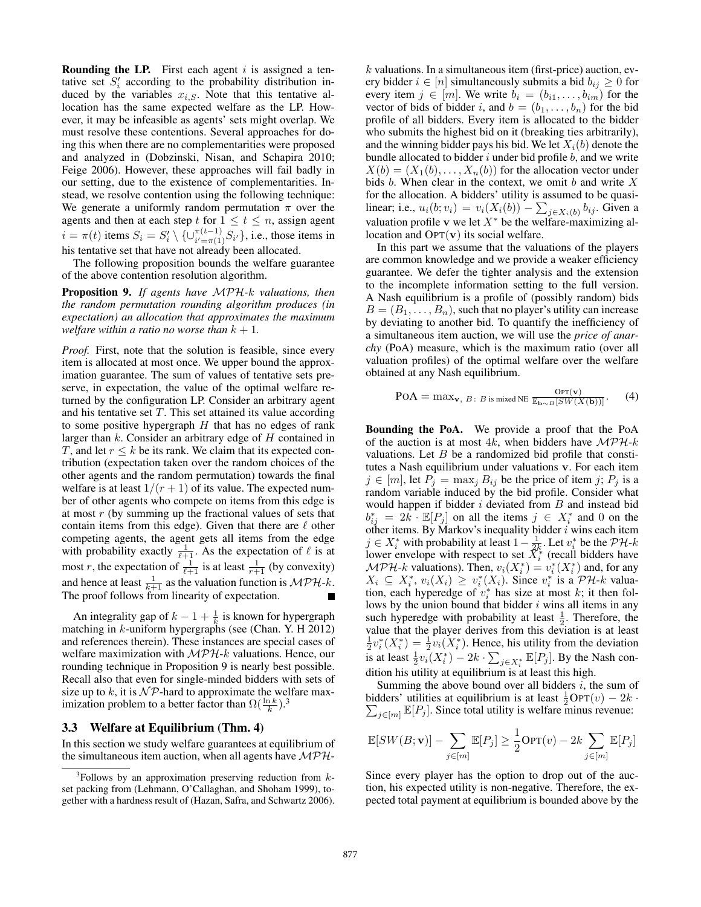**Rounding the LP.** First each agent $i$ is assigned a tentative set $S_i'$ according to the probability distribution induced by the variables $x_{i,S}$. Note that this tentative allocation has the same expected welfare as the LP. However, it may be infeasible as agents' sets might overlap. We must resolve these contentions. Several approaches for doing this when there are no complementarities were proposed and analyzed in (Dobzinski, Nisan, and Schapira 2010; Feige 2006). However, these approaches will fail badly in our setting, due to the existence of complementarities. Instead, we resolve contention using the following technique: We generate a uniformly random permutation $\pi$ over the agents and then at each step $t$ for $1 \leq t \leq n$, assign agent $i = \pi(t)$ items $S_i = S_i' \setminus \{\cup_{i'=\pi(1)}^{\pi(t-1)} S_{i'}\}$, i.e., those items in his tentative set that have not already been allocated.

The following proposition bounds the welfare guarantee of the above contention resolution algorithm.

**Proposition 9.** *If agents have $\mathcal{MPH}$-$k$ valuations, then the random permutation rounding algorithm produces (in expectation) an allocation that approximates the maximum welfare within a ratio no worse than $k+1$.*

*Proof.* First, note that the solution is feasible, since every item is allocated at most once. We upper bound the approximation guarantee. The sum of values of tentative sets preserve, in expectation, the value of the optimal welfare returned by the configuration LP. Consider an arbitrary agent and his tentative set $T$. This set attained its value according to some positive hypergraph $H$ that has no edges of rank larger than $k$. Consider an arbitrary edge of $H$ contained in $T$, and let $r \leq k$ be its rank. We claim that its expected contribution (expectation taken over the random choices of the other agents and the random permutation) towards the final welfare is at least $1/(r+1)$ of its value. The expected number of other agents who compete on items from this edge is at most $r$ (by summing up the fractional values of sets that contain items from this edge). Given that there are $\ell$ other competing agents, the agent gets all items from the edge with probability exactly $\frac{1}{\ell+1}$. As the expectation of $\ell$ is at most $r$, the expectation of $\frac{1}{\ell+1}$ is at least $\frac{1}{r+1}$ (by convexity) and hence at least $\frac{1}{k+1}$ as the valuation function is $\mathcal{MPH}$-$k$. The proof follows from linearity of expectation. ∎

An integrality gap of $k - 1 + \frac{1}{k}$ is known for hypergraph matching in $k$-uniform hypergraphs (see (Chan. Y. H 2012) and references therein). These instances are special cases of welfare maximization with $\mathcal{MPH}$-$k$ valuations. Hence, our rounding technique in Proposition 9 is nearly best possible. Recall also that even for single-minded bidders with sets of size up to $k$, it is $\mathcal{NP}$-hard to approximate the welfare maximization problem to a better factor than $\Omega(\frac{\ln k}{k})$.[3]

### 3.3 Welfare at Equilibrium (Thm. 4)

In this section we study welfare guarantees at equilibrium of the simultaneous item auction, when all agents have $\mathcal{MPH}$-$k$ valuations. In a simultaneous item (first-price) auction, every bidder $i \in [n]$ simultaneously submits a bid $b_{ij} \geq 0$ for every item $j \in [m]$. We write $b_i = (b_{i1}, \ldots, b_{im})$ for the vector of bids of bidder $i$, and $b = (b_1, \ldots, b_n)$ for the bid profile of all bidders. Every item is allocated to the bidder who submits the highest bid on it (breaking ties arbitrarily), and the winning bidder pays his bid. We let $X_i(b)$ denote the bundle allocated to bidder $i$ under bid profile $b$, and we write $X(b) = (X_1(b), \ldots, X_n(b))$ for the allocation vector under bids $b$. When clear in the context, we omit $b$ and write $X$ for the allocation. A bidders' utility is assumed to be quasi-linear; i.e., $u_i(b; v_i) = v_i(X_i(b)) - \sum_{j \in X_i(b)} b_{ij}$. Given a valuation profile $\mathbf{v}$ we let $X^*$ be the welfare-maximizing allocation and $\text{OPT}(\mathbf{v})$ its social welfare.

In this part we assume that the valuations of the players are common knowledge and we provide a weaker efficiency guarantee. We defer the tighter analysis and the extension to the incomplete information setting to the full version. A Nash equilibrium is a profile of (possibly random) bids $B = (B_1, \ldots, B_n)$, such that no player's utility can increase by deviating to another bid. To quantify the inefficiency of a simultaneous item auction, we will use the *price of anarchy* (PoA) measure, which is the maximum ratio (over all valuation profiles) of the optimal welfare over the welfare obtained at any Nash equilibrium.

$$\text{POA} = \max_{\mathbf{v},\ B:\ B \text{ is mixed NE}} \frac{\text{OPT}(\mathbf{v})}{\mathbb{E}_{\mathbf{b} \sim B}[SW(X(\mathbf{b}))]}. \quad (4)$$

**Bounding the PoA.** We provide a proof that the PoA of the auction is at most $4k$, when bidders have $\mathcal{MPH}$-$k$ valuations. Let $B$ be a randomized bid profile that constitutes a Nash equilibrium under valuations $\mathbf{v}$. For each item $j \in [m]$, let $P_j = \max_j B_{ij}$ be the price of item $j$; $P_j$ is a random variable induced by the bid profile. Consider what would happen if bidder $i$ deviated from $B$ and instead bid $b_{ij}^* = 2k \cdot \mathbb{E}[P_j]$ on all the items $j \in X_i^*$ and 0 on the other items. By Markov's inequality bidder $i$ wins each item $j \in X_i^*$ with probability at least $1 - \frac{1}{2k}$. Let $v_i^*$ be the $\mathcal{PH}$-$k$ lower envelope with respect to set $X_i^*$ (recall bidders have $\mathcal{MPH}$-$k$ valuations). Then, $v_i(X_i^*) = v_i^*(X_i^*)$ and, for any $X_i \subseteq X_i^*$, $v_i(X_i) \geq v_i^*(X_i)$. Since $v_i^*$ is a $\mathcal{PH}$-$k$ valuation, each hyperedge of $v_i^*$ has size at most $k$; it then follows by the union bound that bidder $i$ wins all items in any such hyperedge with probability at least $\frac{1}{2}$. Therefore, the value that the player derives from this deviation is at least $\frac{1}{2}v_i^*(X_i^*) = \frac{1}{2}v_i(X_i^*)$. Hence, his utility from the deviation is at least $\frac{1}{2}v_i(X_i^*) - 2k \cdot \sum_{j \in X_i^*} \mathbb{E}[P_j]$. By the Nash condition his utility at equilibrium is at least this high.

Summing the above bound over all bidders $i$, the sum of bidders' utilities at equilibrium is at least $\frac{1}{2}\text{OPT}(v) - 2k \cdot \sum_{j \in [m]} \mathbb{E}[P_j]$. Since total utility is welfare minus revenue:

$$\mathbb{E}[SW(B; \mathbf{v})] - \sum_{j \in [m]} \mathbb{E}[P_j] \geq \frac{1}{2}\text{OPT}(v) - 2k \sum_{j \in [m]} \mathbb{E}[P_j]$$

Since every player has the option to drop out of the auction, his expected utility is non-negative. Therefore, the expected total payment at equilibrium is bounded above by the

---

[3] Follows by an approximation preserving reduction from $k$-set packing from (Lehmann, O'Callaghan, and Shoham 1999), together with a hardness result of (Hazan, Safra, and Schwartz 2006).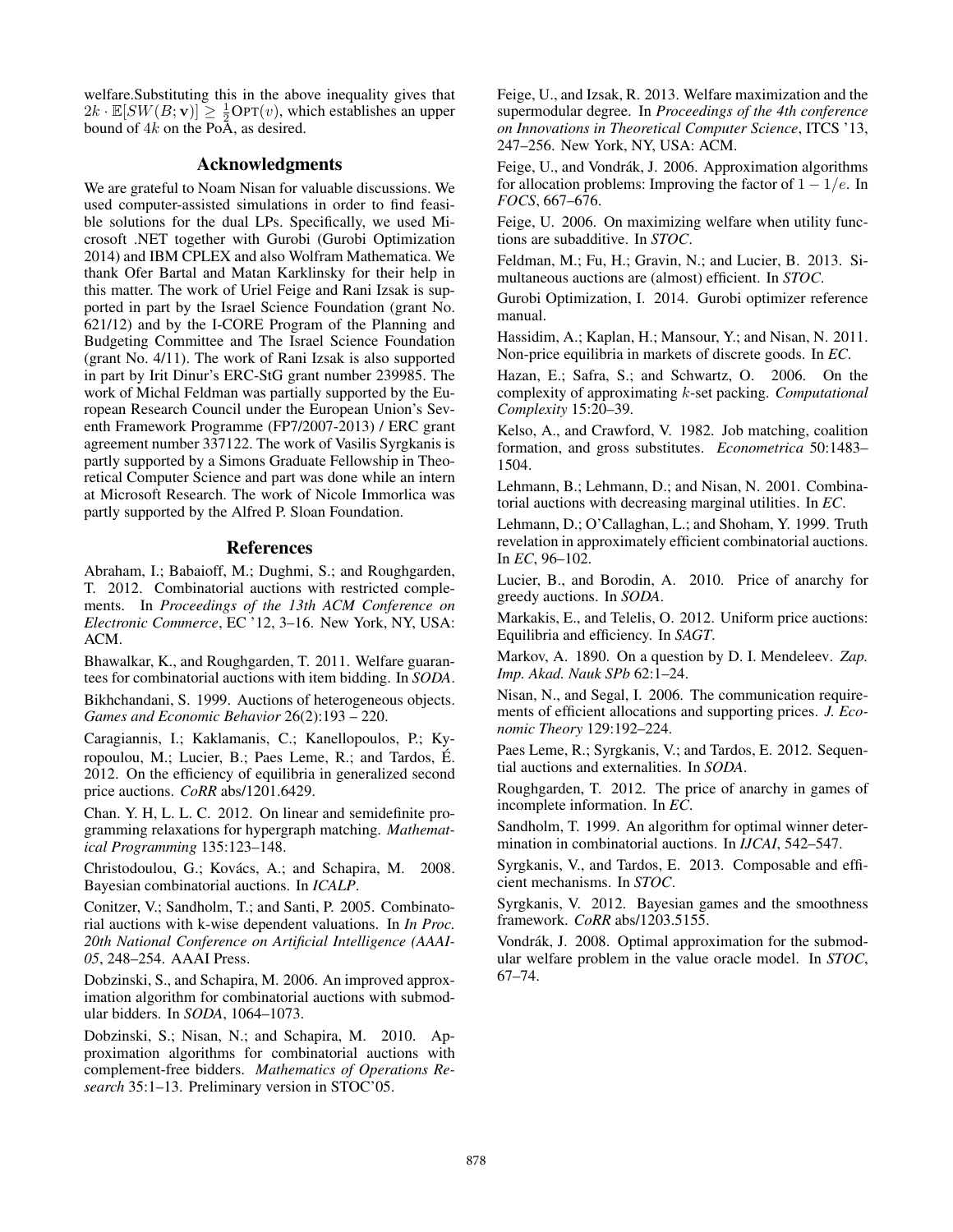welfare.Substituting this in the above inequality gives that $2k \cdot \mathbb{E}[SW(B; \mathbf{v})] \geq \frac{1}{2}\text{OPT}(v)$, which establishes an upper bound of $4k$ on the PoA, as desired.

## Acknowledgments

We are grateful to Noam Nisan for valuable discussions. We used computer-assisted simulations in order to find feasible solutions for the dual LPs. Specifically, we used Microsoft .NET together with Gurobi (Gurobi Optimization 2014) and IBM CPLEX and also Wolfram Mathematica. We thank Ofer Bartal and Matan Karklinsky for their help in this matter. The work of Uriel Feige and Rani Izsak is supported in part by the Israel Science Foundation (grant No. 621/12) and by the I-CORE Program of the Planning and Budgeting Committee and The Israel Science Foundation (grant No. 4/11). The work of Rani Izsak is also supported in part by Irit Dinur's ERC-StG grant number 239985. The work of Michal Feldman was partially supported by the European Research Council under the European Union's Seventh Framework Programme (FP7/2007-2013) / ERC grant agreement number 337122. The work of Vasilis Syrgkanis is partly supported by a Simons Graduate Fellowship in Theoretical Computer Science and part was done while an intern at Microsoft Research. The work of Nicole Immorlica was partly supported by the Alfred P. Sloan Foundation.

## References

Abraham, I.; Babaioff, M.; Dughmi, S.; and Roughgarden, T. 2012. Combinatorial auctions with restricted complements. In *Proceedings of the 13th ACM Conference on Electronic Commerce*, EC '12, 3–16. New York, NY, USA: ACM.

Bhawalkar, K., and Roughgarden, T. 2011. Welfare guarantees for combinatorial auctions with item bidding. In *SODA*.

Bikhchandani, S. 1999. Auctions of heterogeneous objects. *Games and Economic Behavior* 26(2):193 – 220.

Caragiannis, I.; Kaklamanis, C.; Kanellopoulos, P.; Kyropoulou, M.; Lucier, B.; Paes Leme, R.; and Tardos, É. 2012. On the efficiency of equilibria in generalized second price auctions. *CoRR* abs/1201.6429.

Chan. Y. H, L. L. C. 2012. On linear and semidefinite programming relaxations for hypergraph matching. *Mathematical Programming* 135:123–148.

Christodoulou, G.; Kovács, A.; and Schapira, M. 2008. Bayesian combinatorial auctions. In *ICALP*.

Conitzer, V.; Sandholm, T.; and Santi, P. 2005. Combinatorial auctions with k-wise dependent valuations. In *In Proc. 20th National Conference on Artificial Intelligence (AAAI-05*, 248–254. AAAI Press.

Dobzinski, S., and Schapira, M. 2006. An improved approximation algorithm for combinatorial auctions with submodular bidders. In *SODA*, 1064–1073.

Dobzinski, S.; Nisan, N.; and Schapira, M. 2010. Approximation algorithms for combinatorial auctions with complement-free bidders. *Mathematics of Operations Research* 35:1–13. Preliminary version in STOC'05.

Feige, U., and Izsak, R. 2013. Welfare maximization and the supermodular degree. In *Proceedings of the 4th conference on Innovations in Theoretical Computer Science*, ITCS '13, 247–256. New York, NY, USA: ACM.

Feige, U., and Vondrák, J. 2006. Approximation algorithms for allocation problems: Improving the factor of $1 - 1/e$. In *FOCS*, 667–676.

Feige, U. 2006. On maximizing welfare when utility functions are subadditive. In *STOC*.

Feldman, M.; Fu, H.; Gravin, N.; and Lucier, B. 2013. Simultaneous auctions are (almost) efficient. In *STOC*.

Gurobi Optimization, I. 2014. Gurobi optimizer reference manual.

Hassidim, A.; Kaplan, H.; Mansour, Y.; and Nisan, N. 2011. Non-price equilibria in markets of discrete goods. In *EC*.

Hazan, E.; Safra, S.; and Schwartz, O. 2006. On the complexity of approximating $k$-set packing. *Computational Complexity* 15:20–39.

Kelso, A., and Crawford, V. 1982. Job matching, coalition formation, and gross substitutes. *Econometrica* 50:1483–1504.

Lehmann, B.; Lehmann, D.; and Nisan, N. 2001. Combinatorial auctions with decreasing marginal utilities. In *EC*.

Lehmann, D.; O'Callaghan, L.; and Shoham, Y. 1999. Truth revelation in approximately efficient combinatorial auctions. In *EC*, 96–102.

Lucier, B., and Borodin, A. 2010. Price of anarchy for greedy auctions. In *SODA*.

Markakis, E., and Telelis, O. 2012. Uniform price auctions: Equilibria and efficiency. In *SAGT*.

Markov, A. 1890. On a question by D. I. Mendeleev. *Zap. Imp. Akad. Nauk SPb* 62:1–24.

Nisan, N., and Segal, I. 2006. The communication requirements of efficient allocations and supporting prices. *J. Economic Theory* 129:192–224.

Paes Leme, R.; Syrgkanis, V.; and Tardos, E. 2012. Sequential auctions and externalities. In *SODA*.

Roughgarden, T. 2012. The price of anarchy in games of incomplete information. In *EC*.

Sandholm, T. 1999. An algorithm for optimal winner determination in combinatorial auctions. In *IJCAI*, 542–547.

Syrgkanis, V., and Tardos, E. 2013. Composable and efficient mechanisms. In *STOC*.

Syrgkanis, V. 2012. Bayesian games and the smoothness framework. *CoRR* abs/1203.5155.

Vondrák, J. 2008. Optimal approximation for the submodular welfare problem in the value oracle model. In *STOC*, 67–74.